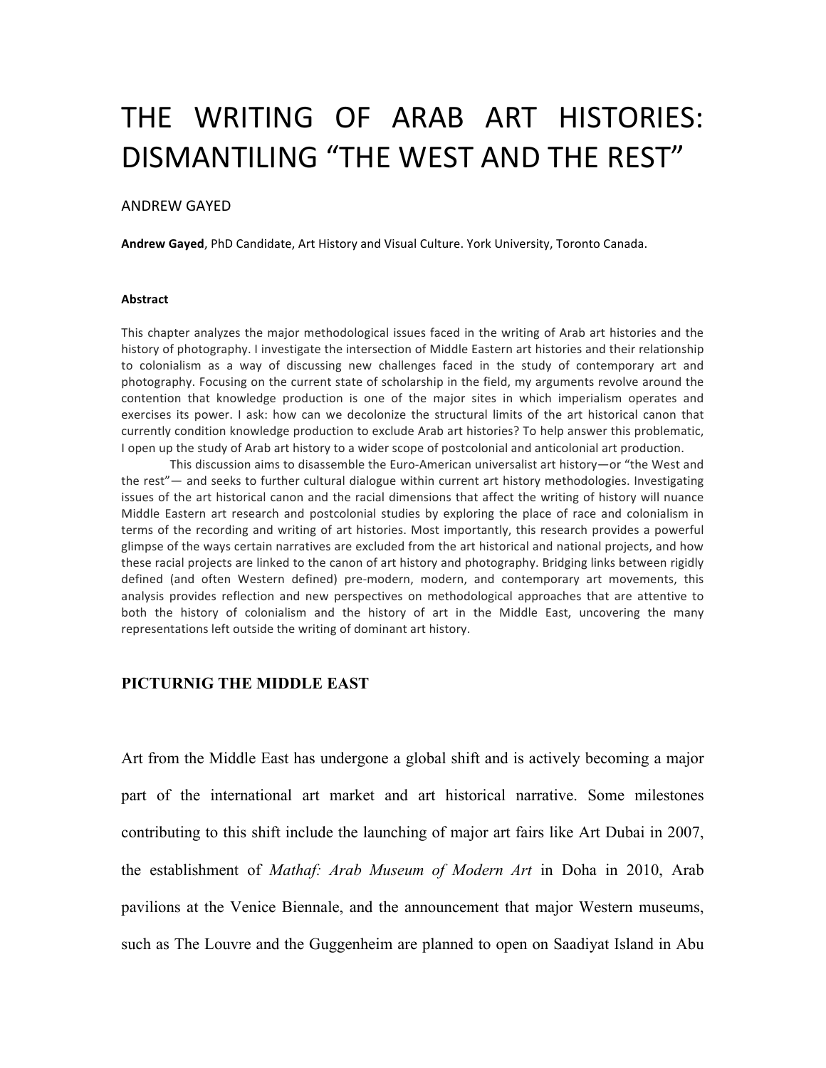# THE WRITING OF ARAB ART HISTORIES: DISMANTILING "THE WEST AND THE REST"

ANDREW GAYED

**Andrew Gayed**, PhD Candidate, Art History and Visual Culture. York University, Toronto Canada.

#### Abstract

This chapter analyzes the major methodological issues faced in the writing of Arab art histories and the history of photography. I investigate the intersection of Middle Eastern art histories and their relationship to colonialism as a way of discussing new challenges faced in the study of contemporary art and photography. Focusing on the current state of scholarship in the field, my arguments revolve around the contention that knowledge production is one of the major sites in which imperialism operates and exercises its power. I ask: how can we decolonize the structural limits of the art historical canon that currently condition knowledge production to exclude Arab art histories? To help answer this problematic, I open up the study of Arab art history to a wider scope of postcolonial and anticolonial art production.

This discussion aims to disassemble the Euro-American universalist art history—or "the West and the rest"— and seeks to further cultural dialogue within current art history methodologies. Investigating issues of the art historical canon and the racial dimensions that affect the writing of history will nuance Middle Eastern art research and postcolonial studies by exploring the place of race and colonialism in terms of the recording and writing of art histories. Most importantly, this research provides a powerful glimpse of the ways certain narratives are excluded from the art historical and national projects, and how these racial projects are linked to the canon of art history and photography. Bridging links between rigidly defined (and often Western defined) pre-modern, modern, and contemporary art movements, this analysis provides reflection and new perspectives on methodological approaches that are attentive to both the history of colonialism and the history of art in the Middle East, uncovering the many representations left outside the writing of dominant art history.

## PICTURNIG THE MIDDLE EAST

Art from the Middle East has undergone a global shift and is actively becoming a major part of the international art market and art historical narrative. Some milestones contributing to this shift include the launching of major art fairs like Art Dubai in 2007, the establishment of *Mathaf: Arab Museum of Modern Art* in Doha in 2010, Arab pavilions at the Venice Biennale, and the announcement that major Western museums, such as The Louvre and the Guggenheim are planned to open on Saadiyat Island in Abu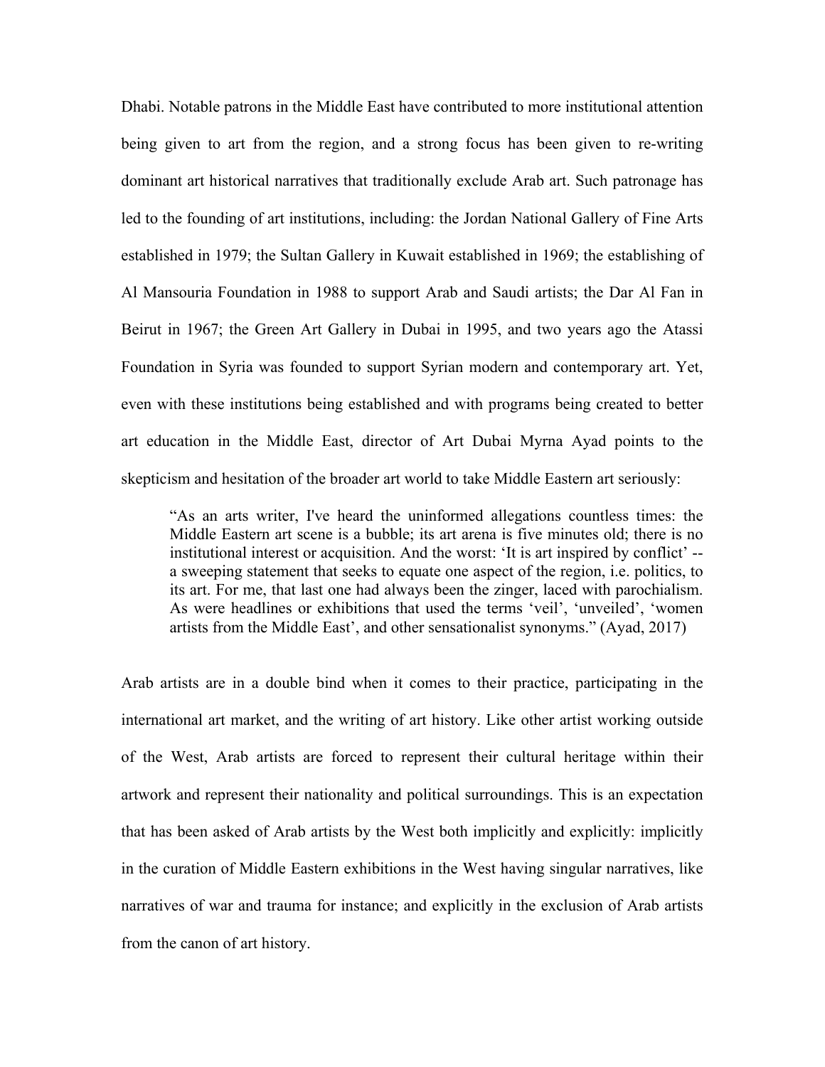Dhabi. Notable patrons in the Middle East have contributed to more institutional attention being given to art from the region, and a strong focus has been given to re-writing dominant art historical narratives that traditionally exclude Arab art. Such patronage has led to the founding of art institutions, including: the Jordan National Gallery of Fine Arts established in 1979; the Sultan Gallery in Kuwait established in 1969; the establishing of Al Mansouria Foundation in 1988 to support Arab and Saudi artists; the Dar Al Fan in Beirut in 1967; the Green Art Gallery in Dubai in 1995, and two years ago the Atassi Foundation in Syria was founded to support Syrian modern and contemporary art. Yet, even with these institutions being established and with programs being created to better art education in the Middle East, director of Art Dubai Myrna Ayad points to the skepticism and hesitation of the broader art world to take Middle Eastern art seriously:

> "As an arts writer, I've heard the uninformed allegations countless times: the Middle Eastern art scene is a bubble; its art arena is five minutes old; there is no institutional interest or acquisition. And the worst: 'It is art inspired by conflict' -- a sweeping statement that seeks to equate one aspect of the region, i.e. politics, to its art. For me, that last one had always been the zinger, laced with parochialism. As were headlines or exhibitions that used the terms 'veil', 'unveiled', 'women artists from the Middle East', and other sensationalist synonyms." (Ayad, 2017)

Arab artists are in a double bind when it comes to their practice, participating in the international art market, and the writing of art history. Like other artist working outside of the West, Arab artists are forced to represent their cultural heritage within their artwork and represent their nationality and political surroundings. This is an expectation that has been asked of Arab artists by the West both implicitly and explicitly: implicitly in the curation of Middle Eastern exhibitions in the West having singular narratives, like narratives of war and trauma for instance; and explicitly in the exclusion of Arab artists from the canon of art history.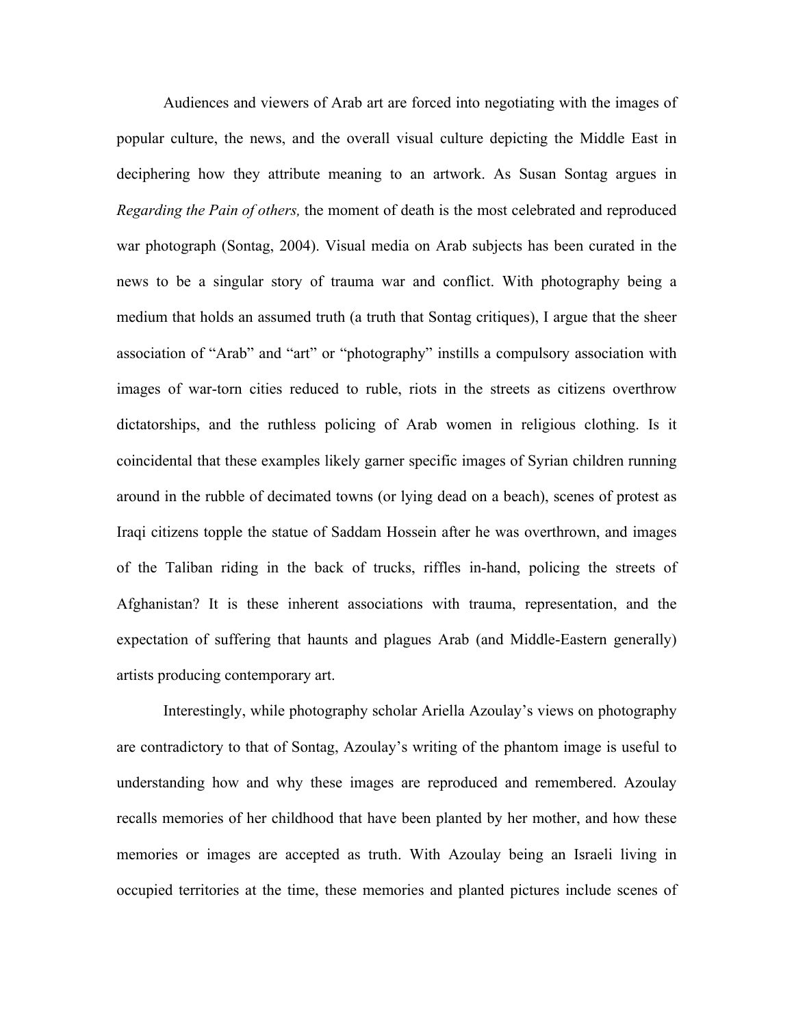Audiences and viewers of Arab art are forced into negotiating with the images of popular culture, the news, and the overall visual culture depicting the Middle East in deciphering how they attribute meaning to an artwork. As Susan Sontag argues in *Regarding the Pain of others,* the moment of death is the most celebrated and reproduced war photograph (Sontag, 2004). Visual media on Arab subjects has been curated in the news to be a singular story of trauma war and conflict. With photography being a medium that holds an assumed truth (a truth that Sontag critiques), I argue that the sheer association of "Arab" and "art" or "photography" instills a compulsory association with images of war-torn cities reduced to ruble, riots in the streets as citizens overthrow dictatorships, and the ruthless policing of Arab women in religious clothing. Is it coincidental that these examples likely garner specific images of Syrian children running around in the rubble of decimated towns (or lying dead on a beach), scenes of protest as Iraqi citizens topple the statue of Saddam Hossein after he was overthrown, and images of the Taliban riding in the back of trucks, riffles in-hand, policing the streets of Afghanistan? It is these inherent associations with trauma, representation, and the expectation of suffering that haunts and plagues Arab (and Middle-Eastern generally) artists producing contemporary art.

Interestingly, while photography scholar Ariella Azoulay's views on photography are contradictory to that of Sontag, Azoulay's writing of the phantom image is useful to understanding how and why these images are reproduced and remembered. Azoulay recalls memories of her childhood that have been planted by her mother, and how these memories or images are accepted as truth. With Azoulay being an Israeli living in occupied territories at the time, these memories and planted pictures include scenes of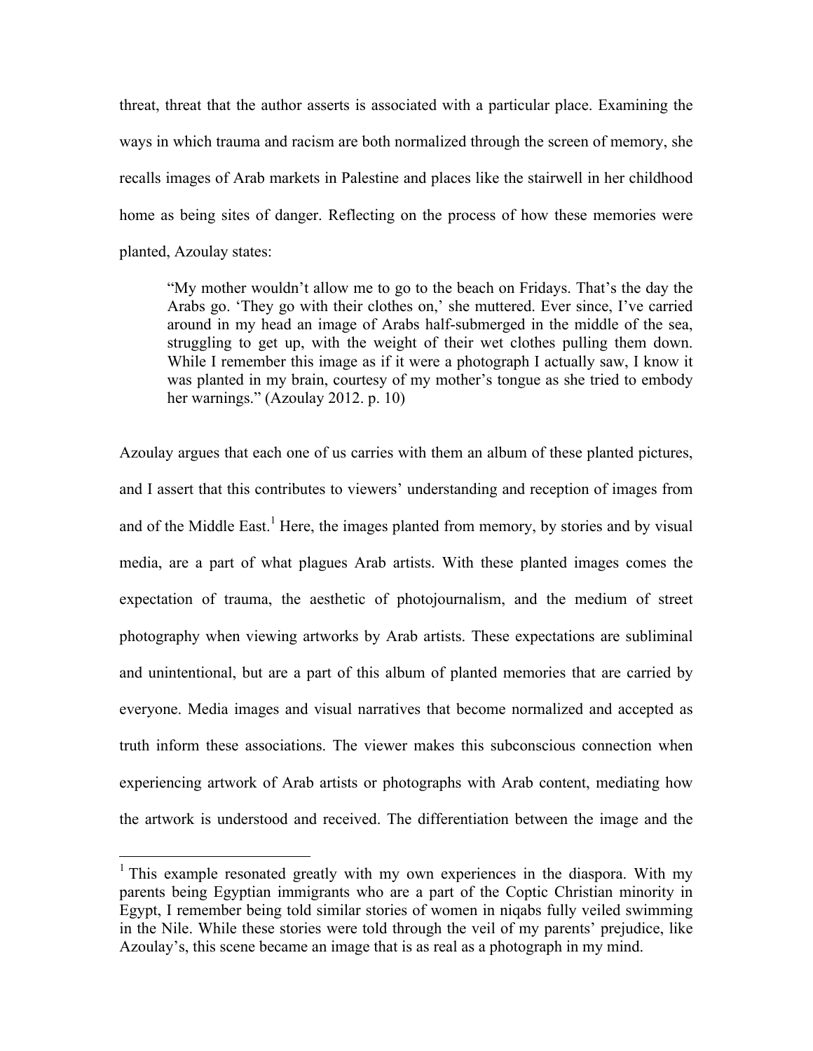threat, threat that the author asserts is associated with a particular place. Examining the ways in which trauma and racism are both normalized through the screen of memory, she recalls images of Arab markets in Palestine and places like the stairwell in her childhood home as being sites of danger. Reflecting on the process of how these memories were planted, Azoulay states:

> "My mother wouldn't allow me to go to the beach on Fridays. That's the day the Arabs go. 'They go with their clothes on,' she muttered. Ever since, I've carried around in my head an image of Arabs half-submerged in the middle of the sea, struggling to get up, with the weight of their wet clothes pulling them down. While I remember this image as if it were a photograph I actually saw, I know it was planted in my brain, courtesy of my mother's tongue as she tried to embody her warnings." (Azoulay 2012. p. 10)

Azoulay argues that each one of us carries with them an album of these planted pictures, and I assert that this contributes to viewers' understanding and reception of images from and of the Middle East.[1] Here, the images planted from memory, by stories and by visual media, are a part of what plagues Arab artists. With these planted images comes the expectation of trauma, the aesthetic of photojournalism, and the medium of street photography when viewing artworks by Arab artists. These expectations are subliminal and unintentional, but are a part of this album of planted memories that are carried by everyone. Media images and visual narratives that become normalized and accepted as truth inform these associations. The viewer makes this subconscious connection when experiencing artwork of Arab artists or photographs with Arab content, mediating how the artwork is understood and received. The differentiation between the image and the

[1] This example resonated greatly with my own experiences in the diaspora. With my parents being Egyptian immigrants who are a part of the Coptic Christian minority in Egypt, I remember being told similar stories of women in niqabs fully veiled swimming in the Nile. While these stories were told through the veil of my parents' prejudice, like Azoulay's, this scene became an image that is as real as a photograph in my mind.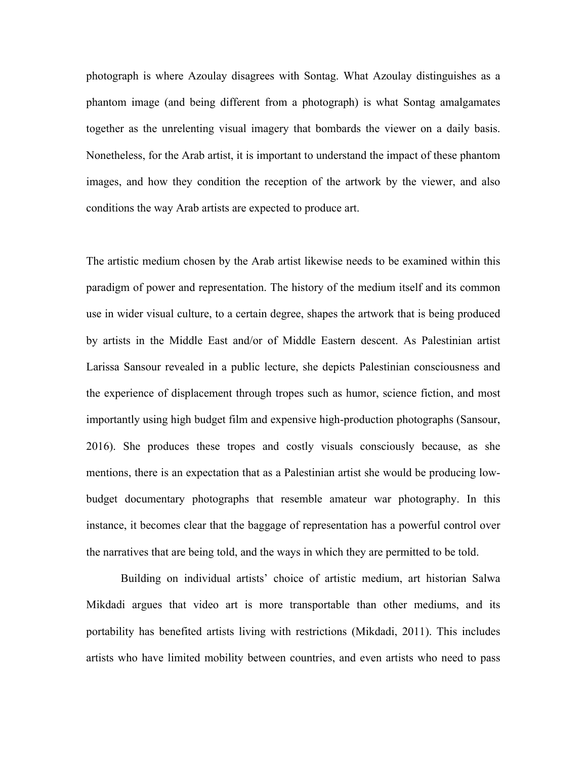photograph is where Azoulay disagrees with Sontag. What Azoulay distinguishes as a phantom image (and being different from a photograph) is what Sontag amalgamates together as the unrelenting visual imagery that bombards the viewer on a daily basis. Nonetheless, for the Arab artist, it is important to understand the impact of these phantom images, and how they condition the reception of the artwork by the viewer, and also conditions the way Arab artists are expected to produce art.

The artistic medium chosen by the Arab artist likewise needs to be examined within this paradigm of power and representation. The history of the medium itself and its common use in wider visual culture, to a certain degree, shapes the artwork that is being produced by artists in the Middle East and/or of Middle Eastern descent. As Palestinian artist Larissa Sansour revealed in a public lecture, she depicts Palestinian consciousness and the experience of displacement through tropes such as humor, science fiction, and most importantly using high budget film and expensive high-production photographs (Sansour, 2016). She produces these tropes and costly visuals consciously because, as she mentions, there is an expectation that as a Palestinian artist she would be producing low-budget documentary photographs that resemble amateur war photography. In this instance, it becomes clear that the baggage of representation has a powerful control over the narratives that are being told, and the ways in which they are permitted to be told.

Building on individual artists' choice of artistic medium, art historian Salwa Mikdadi argues that video art is more transportable than other mediums, and its portability has benefited artists living with restrictions (Mikdadi, 2011). This includes artists who have limited mobility between countries, and even artists who need to pass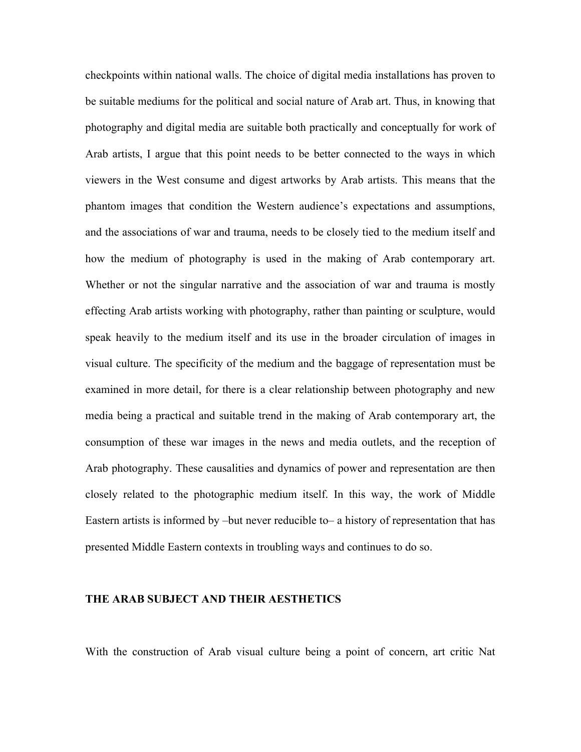checkpoints within national walls. The choice of digital media installations has proven to be suitable mediums for the political and social nature of Arab art. Thus, in knowing that photography and digital media are suitable both practically and conceptually for work of Arab artists, I argue that this point needs to be better connected to the ways in which viewers in the West consume and digest artworks by Arab artists. This means that the phantom images that condition the Western audience's expectations and assumptions, and the associations of war and trauma, needs to be closely tied to the medium itself and how the medium of photography is used in the making of Arab contemporary art. Whether or not the singular narrative and the association of war and trauma is mostly effecting Arab artists working with photography, rather than painting or sculpture, would speak heavily to the medium itself and its use in the broader circulation of images in visual culture. The specificity of the medium and the baggage of representation must be examined in more detail, for there is a clear relationship between photography and new media being a practical and suitable trend in the making of Arab contemporary art, the consumption of these war images in the news and media outlets, and the reception of Arab photography. These causalities and dynamics of power and representation are then closely related to the photographic medium itself. In this way, the work of Middle Eastern artists is informed by –but never reducible to– a history of representation that has presented Middle Eastern contexts in troubling ways and continues to do so.

## THE ARAB SUBJECT AND THEIR AESTHETICS

With the construction of Arab visual culture being a point of concern, art critic Nat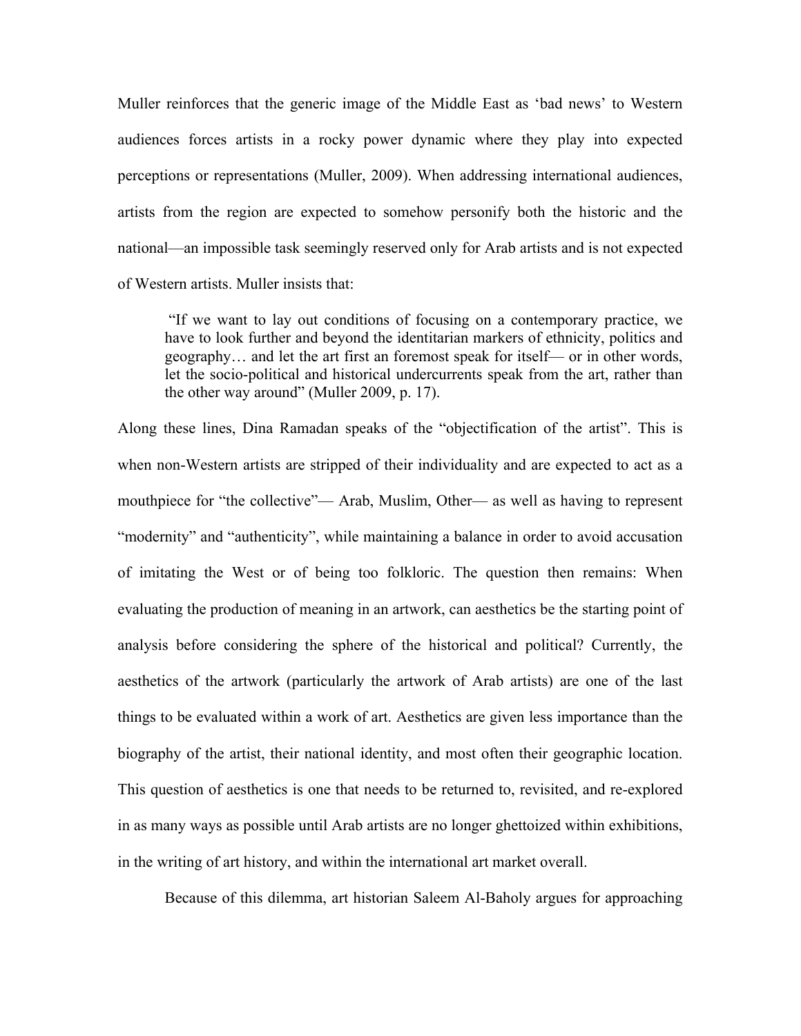Muller reinforces that the generic image of the Middle East as 'bad news' to Western audiences forces artists in a rocky power dynamic where they play into expected perceptions or representations (Muller, 2009). When addressing international audiences, artists from the region are expected to somehow personify both the historic and the national—an impossible task seemingly reserved only for Arab artists and is not expected of Western artists. Muller insists that:

> "If we want to lay out conditions of focusing on a contemporary practice, we have to look further and beyond the identitarian markers of ethnicity, politics and geography… and let the art first an foremost speak for itself— or in other words, let the socio-political and historical undercurrents speak from the art, rather than the other way around" (Muller 2009, p. 17).

Along these lines, Dina Ramadan speaks of the "objectification of the artist". This is when non-Western artists are stripped of their individuality and are expected to act as a mouthpiece for "the collective"— Arab, Muslim, Other— as well as having to represent "modernity" and "authenticity", while maintaining a balance in order to avoid accusation of imitating the West or of being too folkloric. The question then remains: When evaluating the production of meaning in an artwork, can aesthetics be the starting point of analysis before considering the sphere of the historical and political? Currently, the aesthetics of the artwork (particularly the artwork of Arab artists) are one of the last things to be evaluated within a work of art. Aesthetics are given less importance than the biography of the artist, their national identity, and most often their geographic location. This question of aesthetics is one that needs to be returned to, revisited, and re-explored in as many ways as possible until Arab artists are no longer ghettoized within exhibitions, in the writing of art history, and within the international art market overall.

Because of this dilemma, art historian Saleem Al-Baholy argues for approaching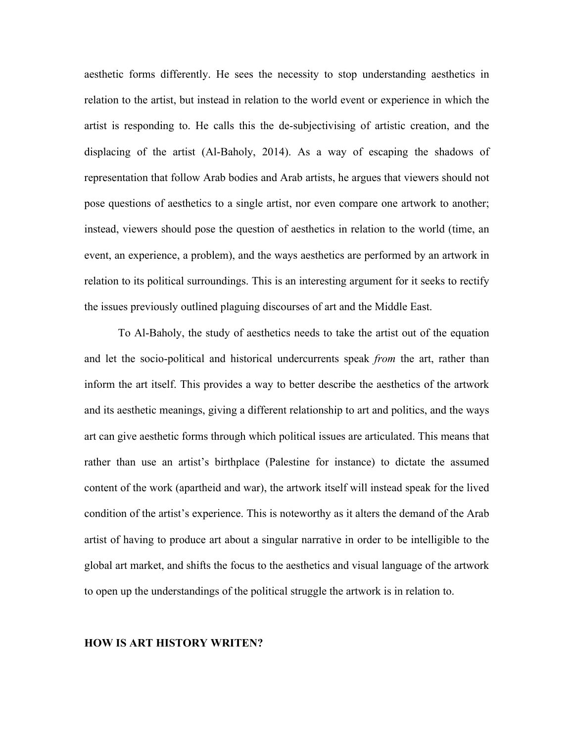aesthetic forms differently. He sees the necessity to stop understanding aesthetics in relation to the artist, but instead in relation to the world event or experience in which the artist is responding to. He calls this the de-subjectivising of artistic creation, and the displacing of the artist (Al-Baholy, 2014). As a way of escaping the shadows of representation that follow Arab bodies and Arab artists, he argues that viewers should not pose questions of aesthetics to a single artist, nor even compare one artwork to another; instead, viewers should pose the question of aesthetics in relation to the world (time, an event, an experience, a problem), and the ways aesthetics are performed by an artwork in relation to its political surroundings. This is an interesting argument for it seeks to rectify the issues previously outlined plaguing discourses of art and the Middle East.

To Al-Baholy, the study of aesthetics needs to take the artist out of the equation and let the socio-political and historical undercurrents speak *from* the art, rather than inform the art itself. This provides a way to better describe the aesthetics of the artwork and its aesthetic meanings, giving a different relationship to art and politics, and the ways art can give aesthetic forms through which political issues are articulated. This means that rather than use an artist's birthplace (Palestine for instance) to dictate the assumed content of the work (apartheid and war), the artwork itself will instead speak for the lived condition of the artist's experience. This is noteworthy as it alters the demand of the Arab artist of having to produce art about a singular narrative in order to be intelligible to the global art market, and shifts the focus to the aesthetics and visual language of the artwork to open up the understandings of the political struggle the artwork is in relation to.

## HOW IS ART HISTORY WRITEN?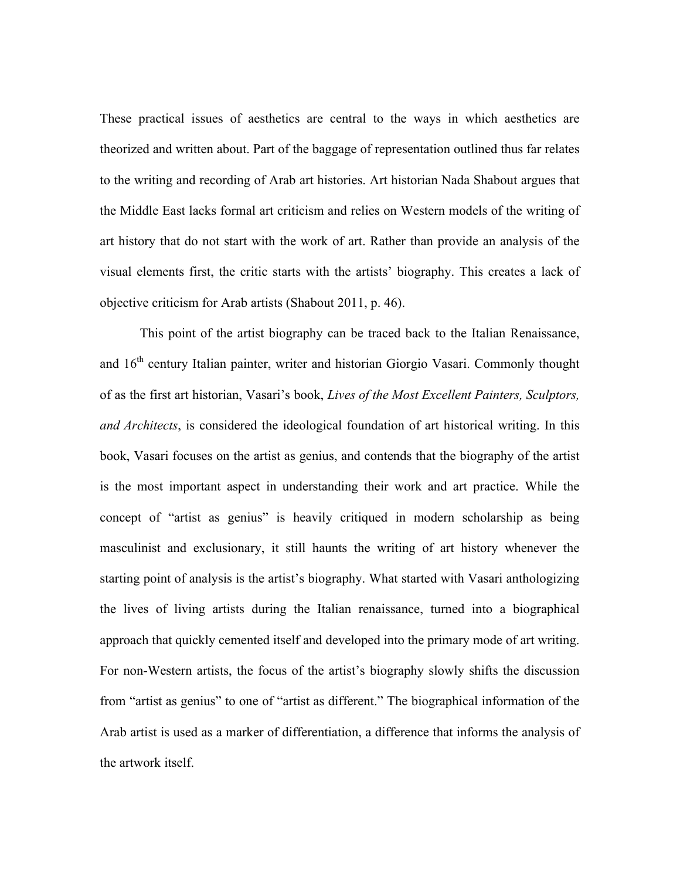These practical issues of aesthetics are central to the ways in which aesthetics are theorized and written about. Part of the baggage of representation outlined thus far relates to the writing and recording of Arab art histories. Art historian Nada Shabout argues that the Middle East lacks formal art criticism and relies on Western models of the writing of art history that do not start with the work of art. Rather than provide an analysis of the visual elements first, the critic starts with the artists' biography. This creates a lack of objective criticism for Arab artists (Shabout 2011, p. 46).

This point of the artist biography can be traced back to the Italian Renaissance, and 16th century Italian painter, writer and historian Giorgio Vasari. Commonly thought of as the first art historian, Vasari's book, *Lives of the Most Excellent Painters, Sculptors, and Architects*, is considered the ideological foundation of art historical writing. In this book, Vasari focuses on the artist as genius, and contends that the biography of the artist is the most important aspect in understanding their work and art practice. While the concept of "artist as genius" is heavily critiqued in modern scholarship as being masculinist and exclusionary, it still haunts the writing of art history whenever the starting point of analysis is the artist's biography. What started with Vasari anthologizing the lives of living artists during the Italian renaissance, turned into a biographical approach that quickly cemented itself and developed into the primary mode of art writing. For non-Western artists, the focus of the artist's biography slowly shifts the discussion from "artist as genius" to one of "artist as different." The biographical information of the Arab artist is used as a marker of differentiation, a difference that informs the analysis of the artwork itself.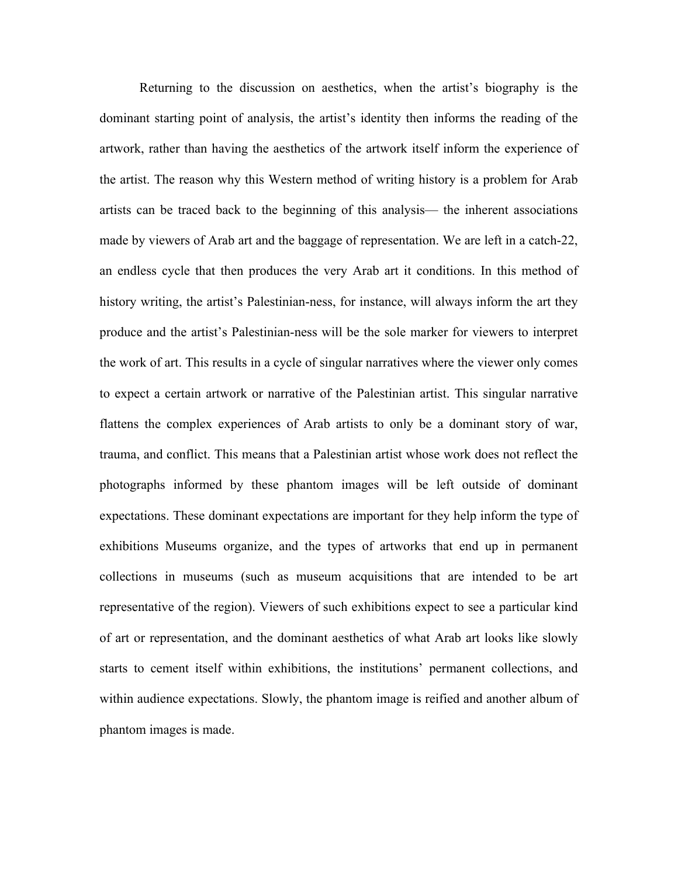Returning to the discussion on aesthetics, when the artist's biography is the dominant starting point of analysis, the artist's identity then informs the reading of the artwork, rather than having the aesthetics of the artwork itself inform the experience of the artist. The reason why this Western method of writing history is a problem for Arab artists can be traced back to the beginning of this analysis— the inherent associations made by viewers of Arab art and the baggage of representation. We are left in a catch-22, an endless cycle that then produces the very Arab art it conditions. In this method of history writing, the artist's Palestinian-ness, for instance, will always inform the art they produce and the artist's Palestinian-ness will be the sole marker for viewers to interpret the work of art. This results in a cycle of singular narratives where the viewer only comes to expect a certain artwork or narrative of the Palestinian artist. This singular narrative flattens the complex experiences of Arab artists to only be a dominant story of war, trauma, and conflict. This means that a Palestinian artist whose work does not reflect the photographs informed by these phantom images will be left outside of dominant expectations. These dominant expectations are important for they help inform the type of exhibitions Museums organize, and the types of artworks that end up in permanent collections in museums (such as museum acquisitions that are intended to be art representative of the region). Viewers of such exhibitions expect to see a particular kind of art or representation, and the dominant aesthetics of what Arab art looks like slowly starts to cement itself within exhibitions, the institutions' permanent collections, and within audience expectations. Slowly, the phantom image is reified and another album of phantom images is made.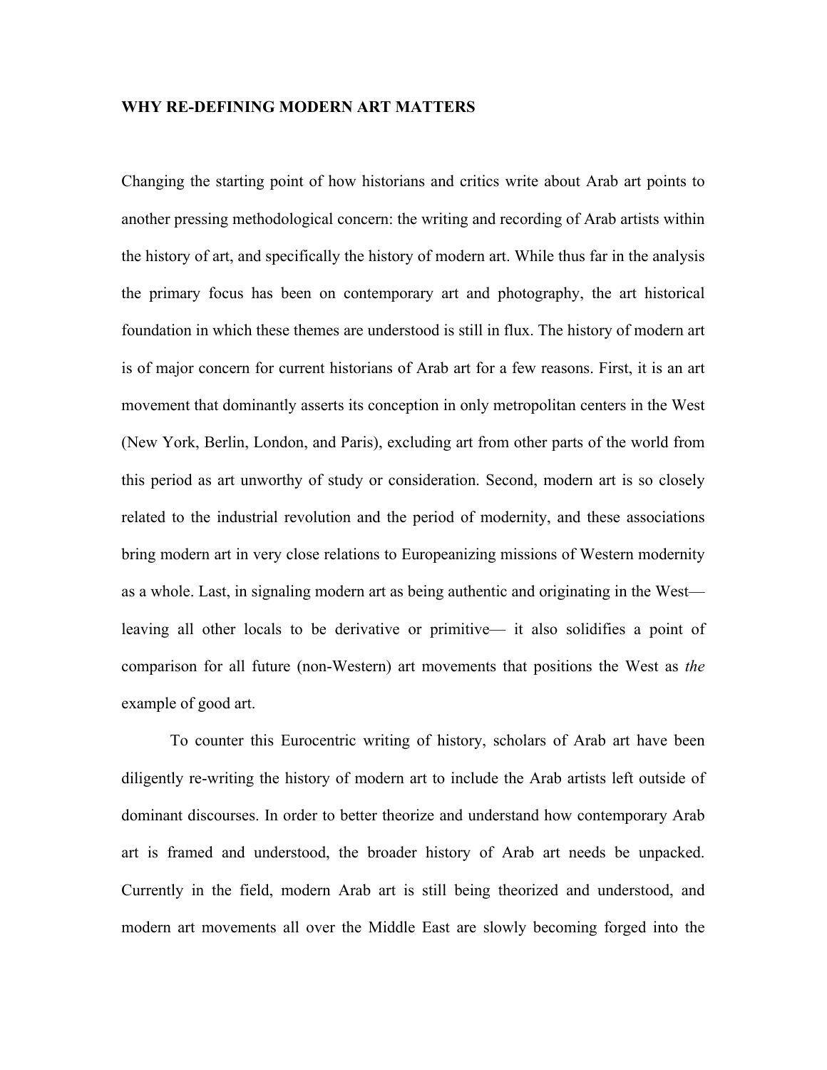## WHY RE-DEFINING MODERN ART MATTERS

Changing the starting point of how historians and critics write about Arab art points to another pressing methodological concern: the writing and recording of Arab artists within the history of art, and specifically the history of modern art. While thus far in the analysis the primary focus has been on contemporary art and photography, the art historical foundation in which these themes are understood is still in flux. The history of modern art is of major concern for current historians of Arab art for a few reasons. First, it is an art movement that dominantly asserts its conception in only metropolitan centers in the West (New York, Berlin, London, and Paris), excluding art from other parts of the world from this period as art unworthy of study or consideration. Second, modern art is so closely related to the industrial revolution and the period of modernity, and these associations bring modern art in very close relations to Europeanizing missions of Western modernity as a whole. Last, in signaling modern art as being authentic and originating in the West—leaving all other locals to be derivative or primitive— it also solidifies a point of comparison for all future (non-Western) art movements that positions the West as *the* example of good art.

To counter this Eurocentric writing of history, scholars of Arab art have been diligently re-writing the history of modern art to include the Arab artists left outside of dominant discourses. In order to better theorize and understand how contemporary Arab art is framed and understood, the broader history of Arab art needs be unpacked. Currently in the field, modern Arab art is still being theorized and understood, and modern art movements all over the Middle East are slowly becoming forged into the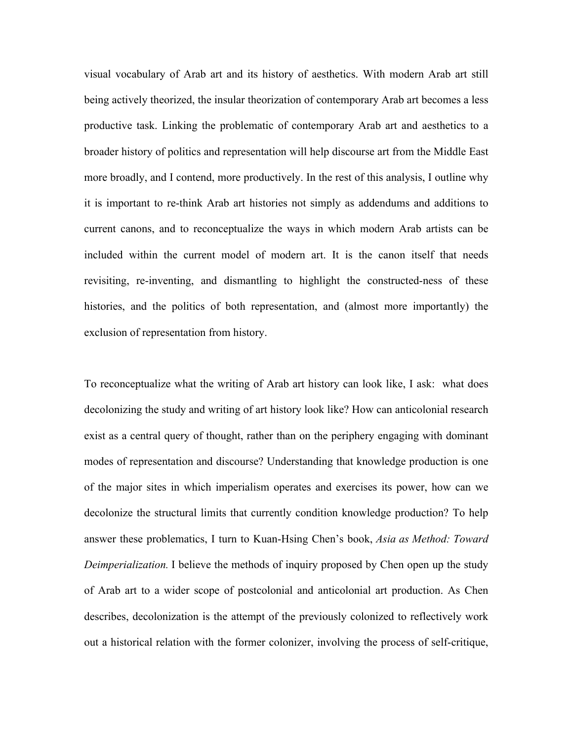visual vocabulary of Arab art and its history of aesthetics. With modern Arab art still being actively theorized, the insular theorization of contemporary Arab art becomes a less productive task. Linking the problematic of contemporary Arab art and aesthetics to a broader history of politics and representation will help discourse art from the Middle East more broadly, and I contend, more productively. In the rest of this analysis, I outline why it is important to re-think Arab art histories not simply as addendums and additions to current canons, and to reconceptualize the ways in which modern Arab artists can be included within the current model of modern art. It is the canon itself that needs revisiting, re-inventing, and dismantling to highlight the constructed-ness of these histories, and the politics of both representation, and (almost more importantly) the exclusion of representation from history.

To reconceptualize what the writing of Arab art history can look like, I ask: what does decolonizing the study and writing of art history look like? How can anticolonial research exist as a central query of thought, rather than on the periphery engaging with dominant modes of representation and discourse? Understanding that knowledge production is one of the major sites in which imperialism operates and exercises its power, how can we decolonize the structural limits that currently condition knowledge production? To help answer these problematics, I turn to Kuan-Hsing Chen's book, *Asia as Method: Toward Deimperialization.* I believe the methods of inquiry proposed by Chen open up the study of Arab art to a wider scope of postcolonial and anticolonial art production. As Chen describes, decolonization is the attempt of the previously colonized to reflectively work out a historical relation with the former colonizer, involving the process of self-critique,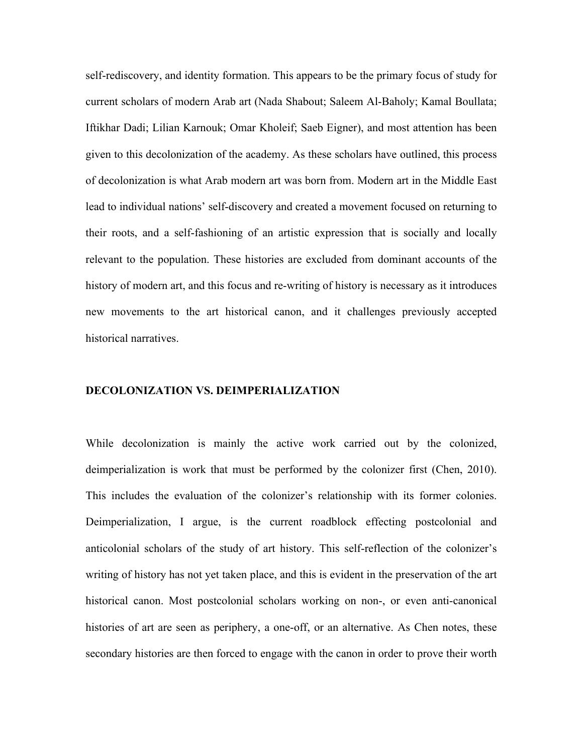self-rediscovery, and identity formation. This appears to be the primary focus of study for current scholars of modern Arab art (Nada Shabout; Saleem Al-Baholy; Kamal Boullata; Iftikhar Dadi; Lilian Karnouk; Omar Kholeif; Saeb Eigner), and most attention has been given to this decolonization of the academy. As these scholars have outlined, this process of decolonization is what Arab modern art was born from. Modern art in the Middle East lead to individual nations' self-discovery and created a movement focused on returning to their roots, and a self-fashioning of an artistic expression that is socially and locally relevant to the population. These histories are excluded from dominant accounts of the history of modern art, and this focus and re-writing of history is necessary as it introduces new movements to the art historical canon, and it challenges previously accepted historical narratives.

## DECOLONIZATION VS. DEIMPERIALIZATION

While decolonization is mainly the active work carried out by the colonized, deimperialization is work that must be performed by the colonizer first (Chen, 2010). This includes the evaluation of the colonizer's relationship with its former colonies. Deimperialization, I argue, is the current roadblock effecting postcolonial and anticolonial scholars of the study of art history. This self-reflection of the colonizer's writing of history has not yet taken place, and this is evident in the preservation of the art historical canon. Most postcolonial scholars working on non-, or even anti-canonical histories of art are seen as periphery, a one-off, or an alternative. As Chen notes, these secondary histories are then forced to engage with the canon in order to prove their worth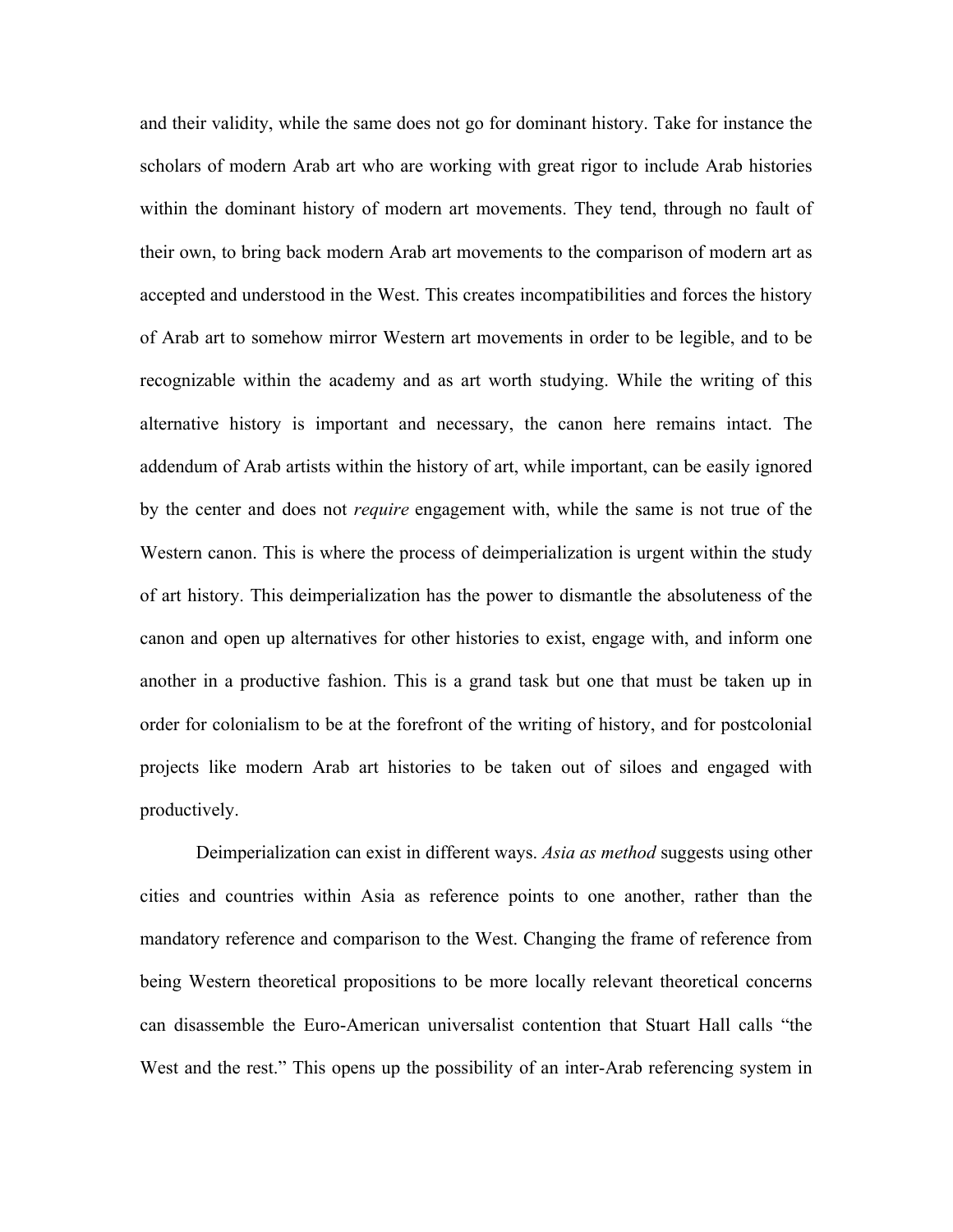and their validity, while the same does not go for dominant history. Take for instance the scholars of modern Arab art who are working with great rigor to include Arab histories within the dominant history of modern art movements. They tend, through no fault of their own, to bring back modern Arab art movements to the comparison of modern art as accepted and understood in the West. This creates incompatibilities and forces the history of Arab art to somehow mirror Western art movements in order to be legible, and to be recognizable within the academy and as art worth studying. While the writing of this alternative history is important and necessary, the canon here remains intact. The addendum of Arab artists within the history of art, while important, can be easily ignored by the center and does not *require* engagement with, while the same is not true of the Western canon. This is where the process of deimperialization is urgent within the study of art history. This deimperialization has the power to dismantle the absoluteness of the canon and open up alternatives for other histories to exist, engage with, and inform one another in a productive fashion. This is a grand task but one that must be taken up in order for colonialism to be at the forefront of the writing of history, and for postcolonial projects like modern Arab art histories to be taken out of siloes and engaged with productively.

Deimperialization can exist in different ways. *Asia as method* suggests using other cities and countries within Asia as reference points to one another, rather than the mandatory reference and comparison to the West. Changing the frame of reference from being Western theoretical propositions to be more locally relevant theoretical concerns can disassemble the Euro-American universalist contention that Stuart Hall calls "the West and the rest." This opens up the possibility of an inter-Arab referencing system in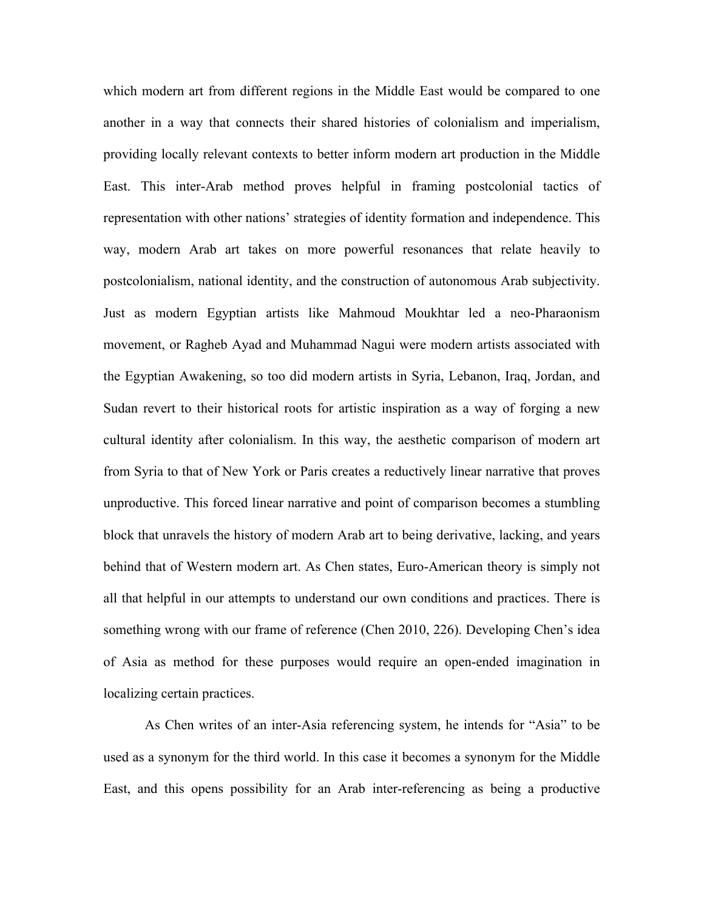which modern art from different regions in the Middle East would be compared to one another in a way that connects their shared histories of colonialism and imperialism, providing locally relevant contexts to better inform modern art production in the Middle East. This inter-Arab method proves helpful in framing postcolonial tactics of representation with other nations' strategies of identity formation and independence. This way, modern Arab art takes on more powerful resonances that relate heavily to postcolonialism, national identity, and the construction of autonomous Arab subjectivity. Just as modern Egyptian artists like Mahmoud Moukhtar led a neo-Pharaonism movement, or Ragheb Ayad and Muhammad Nagui were modern artists associated with the Egyptian Awakening, so too did modern artists in Syria, Lebanon, Iraq, Jordan, and Sudan revert to their historical roots for artistic inspiration as a way of forging a new cultural identity after colonialism. In this way, the aesthetic comparison of modern art from Syria to that of New York or Paris creates a reductively linear narrative that proves unproductive. This forced linear narrative and point of comparison becomes a stumbling block that unravels the history of modern Arab art to being derivative, lacking, and years behind that of Western modern art. As Chen states, Euro-American theory is simply not all that helpful in our attempts to understand our own conditions and practices. There is something wrong with our frame of reference (Chen 2010, 226). Developing Chen's idea of Asia as method for these purposes would require an open-ended imagination in localizing certain practices.

As Chen writes of an inter-Asia referencing system, he intends for "Asia" to be used as a synonym for the third world. In this case it becomes a synonym for the Middle East, and this opens possibility for an Arab inter-referencing as being a productive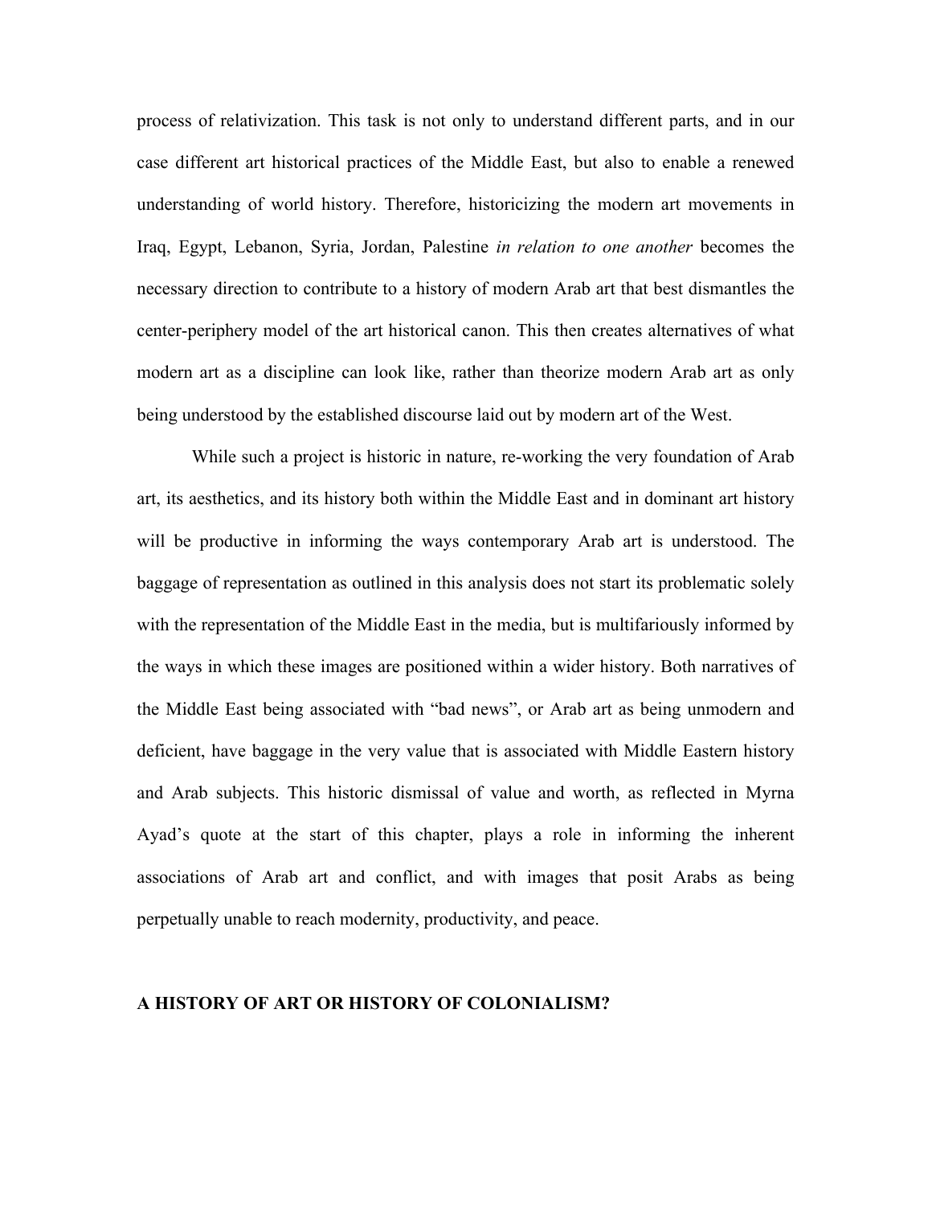process of relativization. This task is not only to understand different parts, and in our case different art historical practices of the Middle East, but also to enable a renewed understanding of world history. Therefore, historicizing the modern art movements in Iraq, Egypt, Lebanon, Syria, Jordan, Palestine *in relation to one another* becomes the necessary direction to contribute to a history of modern Arab art that best dismantles the center-periphery model of the art historical canon. This then creates alternatives of what modern art as a discipline can look like, rather than theorize modern Arab art as only being understood by the established discourse laid out by modern art of the West.

While such a project is historic in nature, re-working the very foundation of Arab art, its aesthetics, and its history both within the Middle East and in dominant art history will be productive in informing the ways contemporary Arab art is understood. The baggage of representation as outlined in this analysis does not start its problematic solely with the representation of the Middle East in the media, but is multifariously informed by the ways in which these images are positioned within a wider history. Both narratives of the Middle East being associated with "bad news", or Arab art as being unmodern and deficient, have baggage in the very value that is associated with Middle Eastern history and Arab subjects. This historic dismissal of value and worth, as reflected in Myrna Ayad's quote at the start of this chapter, plays a role in informing the inherent associations of Arab art and conflict, and with images that posit Arabs as being perpetually unable to reach modernity, productivity, and peace.

## A HISTORY OF ART OR HISTORY OF COLONIALISM?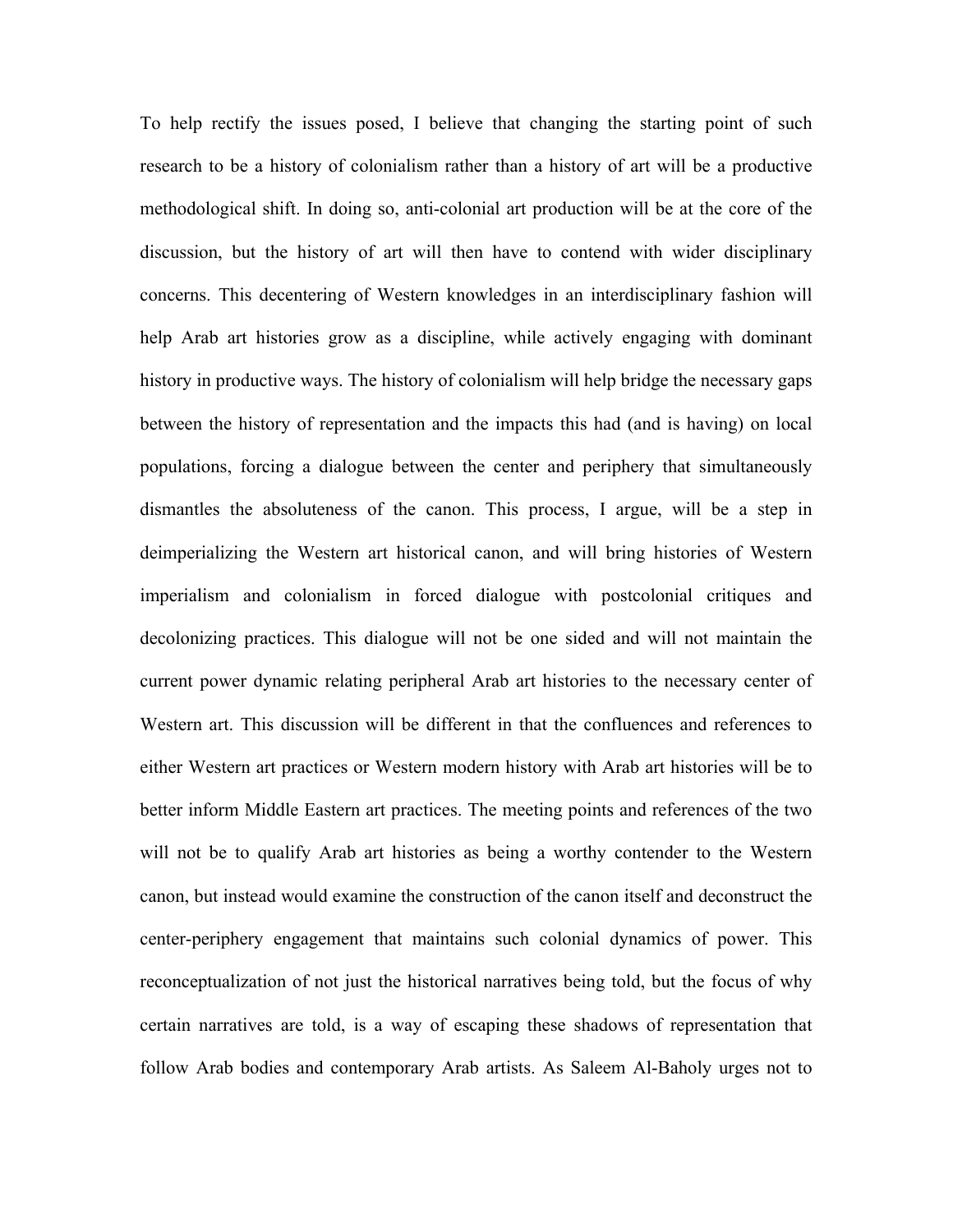To help rectify the issues posed, I believe that changing the starting point of such research to be a history of colonialism rather than a history of art will be a productive methodological shift. In doing so, anti-colonial art production will be at the core of the discussion, but the history of art will then have to contend with wider disciplinary concerns. This decentering of Western knowledges in an interdisciplinary fashion will help Arab art histories grow as a discipline, while actively engaging with dominant history in productive ways. The history of colonialism will help bridge the necessary gaps between the history of representation and the impacts this had (and is having) on local populations, forcing a dialogue between the center and periphery that simultaneously dismantles the absoluteness of the canon. This process, I argue, will be a step in deimperializing the Western art historical canon, and will bring histories of Western imperialism and colonialism in forced dialogue with postcolonial critiques and decolonizing practices. This dialogue will not be one sided and will not maintain the current power dynamic relating peripheral Arab art histories to the necessary center of Western art. This discussion will be different in that the confluences and references to either Western art practices or Western modern history with Arab art histories will be to better inform Middle Eastern art practices. The meeting points and references of the two will not be to qualify Arab art histories as being a worthy contender to the Western canon, but instead would examine the construction of the canon itself and deconstruct the center-periphery engagement that maintains such colonial dynamics of power. This reconceptualization of not just the historical narratives being told, but the focus of why certain narratives are told, is a way of escaping these shadows of representation that follow Arab bodies and contemporary Arab artists. As Saleem Al-Baholy urges not to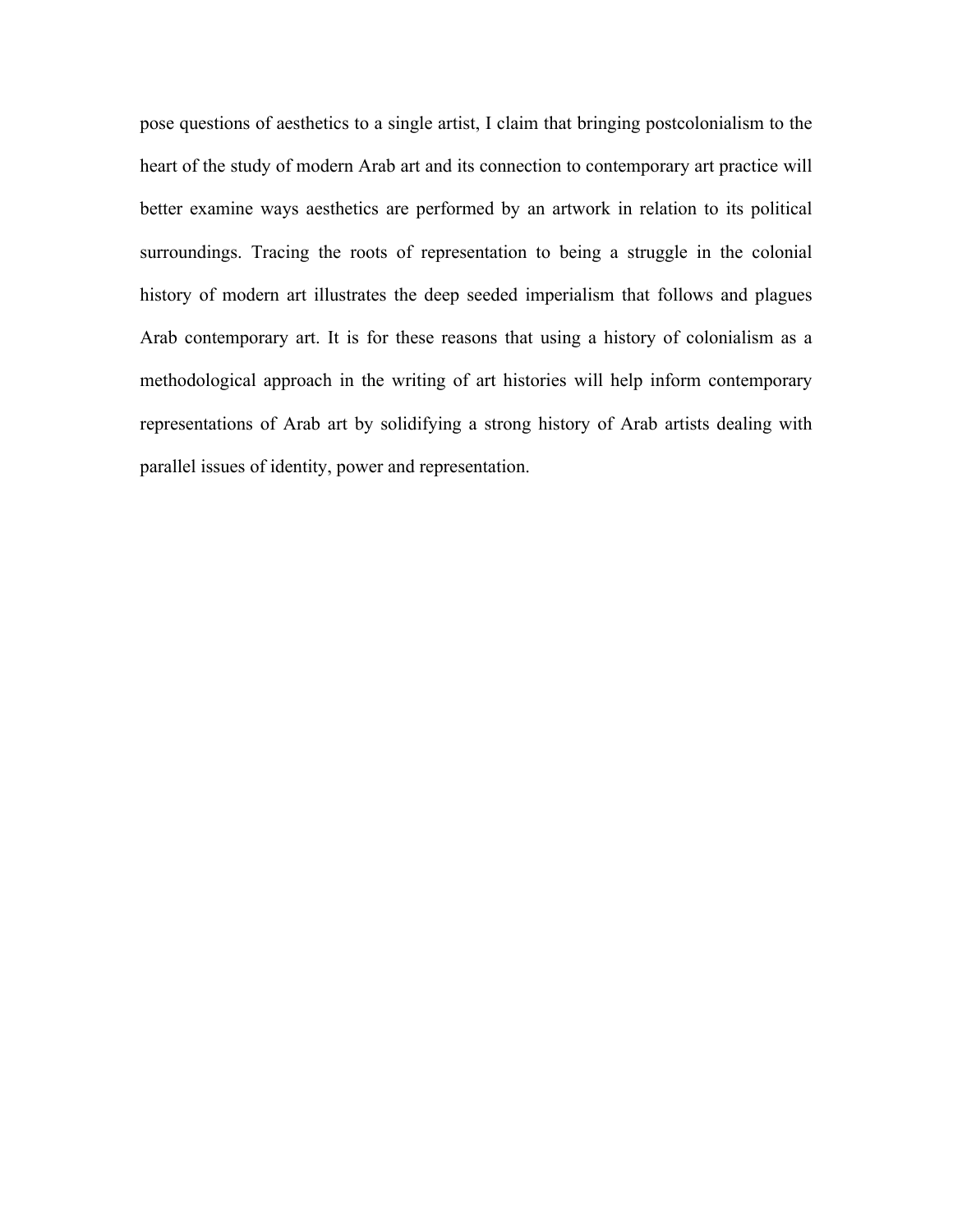pose questions of aesthetics to a single artist, I claim that bringing postcolonialism to the heart of the study of modern Arab art and its connection to contemporary art practice will better examine ways aesthetics are performed by an artwork in relation to its political surroundings. Tracing the roots of representation to being a struggle in the colonial history of modern art illustrates the deep seeded imperialism that follows and plagues Arab contemporary art. It is for these reasons that using a history of colonialism as a methodological approach in the writing of art histories will help inform contemporary representations of Arab art by solidifying a strong history of Arab artists dealing with parallel issues of identity, power and representation.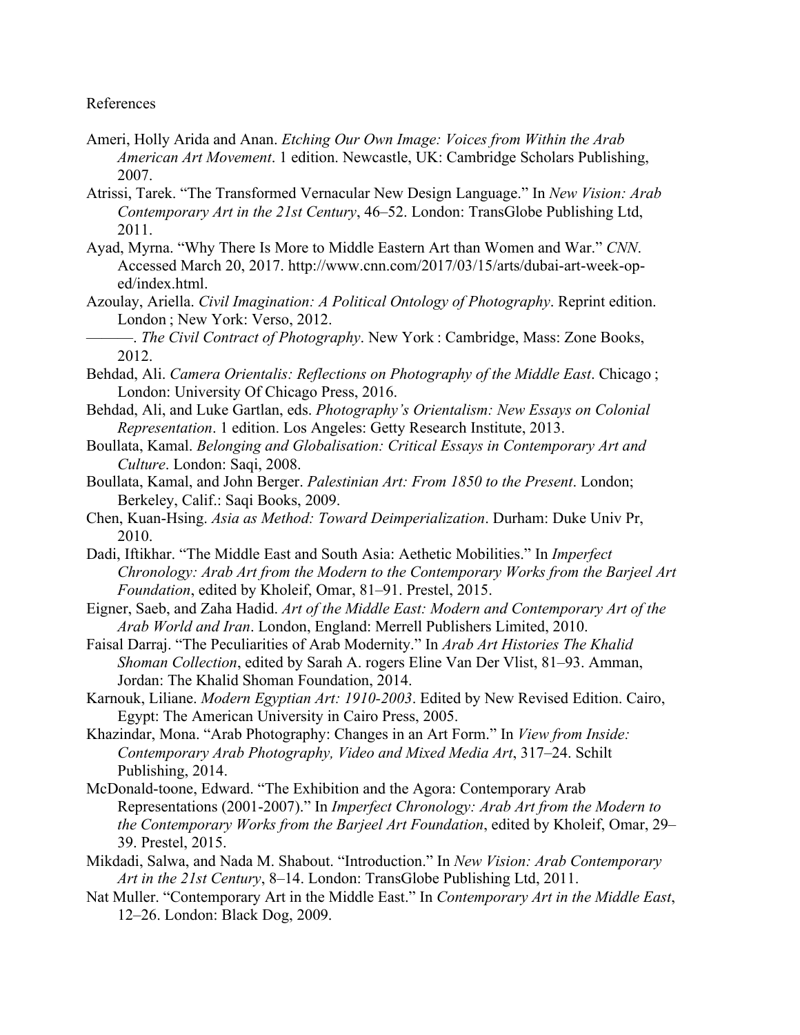References

Ameri, Holly Arida and Anan. *Etching Our Own Image: Voices from Within the Arab American Art Movement*. 1 edition. Newcastle, UK: Cambridge Scholars Publishing, 2007.

Atrissi, Tarek. "The Transformed Vernacular New Design Language." In *New Vision: Arab Contemporary Art in the 21st Century*, 46–52. London: TransGlobe Publishing Ltd, 2011.

Ayad, Myrna. "Why There Is More to Middle Eastern Art than Women and War." *CNN*. Accessed March 20, 2017. http://www.cnn.com/2017/03/15/arts/dubai-art-week-op-ed/index.html.

Azoulay, Ariella. *Civil Imagination: A Political Ontology of Photography*. Reprint edition. London ; New York: Verso, 2012.

———. *The Civil Contract of Photography*. New York : Cambridge, Mass: Zone Books, 2012.

Behdad, Ali. *Camera Orientalis: Reflections on Photography of the Middle East*. Chicago ; London: University Of Chicago Press, 2016.

Behdad, Ali, and Luke Gartlan, eds. *Photography's Orientalism: New Essays on Colonial Representation*. 1 edition. Los Angeles: Getty Research Institute, 2013.

Boullata, Kamal. *Belonging and Globalisation: Critical Essays in Contemporary Art and Culture*. London: Saqi, 2008.

Boullata, Kamal, and John Berger. *Palestinian Art: From 1850 to the Present*. London; Berkeley, Calif.: Saqi Books, 2009.

Chen, Kuan-Hsing. *Asia as Method: Toward Deimperialization*. Durham: Duke Univ Pr, 2010.

Dadi, Iftikhar. "The Middle East and South Asia: Aethetic Mobilities." In *Imperfect Chronology: Arab Art from the Modern to the Contemporary Works from the Barjeel Art Foundation*, edited by Kholeif, Omar, 81–91. Prestel, 2015.

Eigner, Saeb, and Zaha Hadid. *Art of the Middle East: Modern and Contemporary Art of the Arab World and Iran*. London, England: Merrell Publishers Limited, 2010.

Faisal Darraj. "The Peculiarities of Arab Modernity." In *Arab Art Histories The Khalid Shoman Collection*, edited by Sarah A. rogers Eline Van Der Vlist, 81–93. Amman, Jordan: The Khalid Shoman Foundation, 2014.

Karnouk, Liliane. *Modern Egyptian Art: 1910-2003*. Edited by New Revised Edition. Cairo, Egypt: The American University in Cairo Press, 2005.

Khazindar, Mona. "Arab Photography: Changes in an Art Form." In *View from Inside: Contemporary Arab Photography, Video and Mixed Media Art*, 317–24. Schilt Publishing, 2014.

McDonald-toone, Edward. "The Exhibition and the Agora: Contemporary Arab Representations (2001-2007)." In *Imperfect Chronology: Arab Art from the Modern to the Contemporary Works from the Barjeel Art Foundation*, edited by Kholeif, Omar, 29–39. Prestel, 2015.

Mikdadi, Salwa, and Nada M. Shabout. "Introduction." In *New Vision: Arab Contemporary Art in the 21st Century*, 8–14. London: TransGlobe Publishing Ltd, 2011.

Nat Muller. "Contemporary Art in the Middle East." In *Contemporary Art in the Middle East*, 12–26. London: Black Dog, 2009.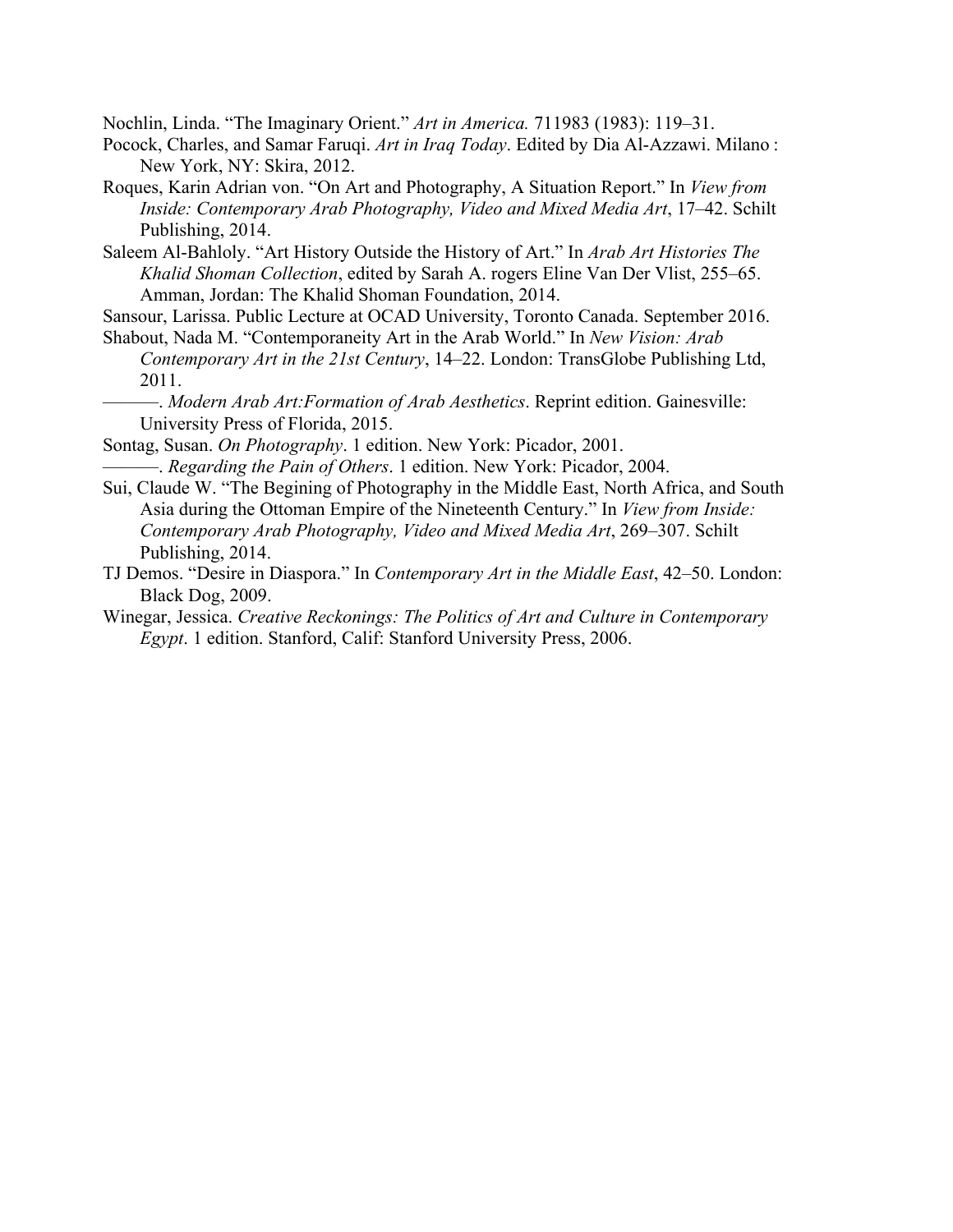Nochlin, Linda. “The Imaginary Orient.” *Art in America.* 711983 (1983): 119–31.

Pocock, Charles, and Samar Faruqi. *Art in Iraq Today*. Edited by Dia Al-Azzawi. Milano : New York, NY: Skira, 2012.

Roques, Karin Adrian von. “On Art and Photography, A Situation Report.” In *View from Inside: Contemporary Arab Photography, Video and Mixed Media Art*, 17–42. Schilt Publishing, 2014.

Saleem Al-Bahloly. “Art History Outside the History of Art.” In *Arab Art Histories The Khalid Shoman Collection*, edited by Sarah A. rogers Eline Van Der Vlist, 255–65. Amman, Jordan: The Khalid Shoman Foundation, 2014.

Sansour, Larissa. Public Lecture at OCAD University, Toronto Canada. September 2016.

Shabout, Nada M. “Contemporaneity Art in the Arab World.” In *New Vision: Arab Contemporary Art in the 21st Century*, 14–22. London: TransGlobe Publishing Ltd, 2011.

———. *Modern Arab Art:Formation of Arab Aesthetics*. Reprint edition. Gainesville: University Press of Florida, 2015.

Sontag, Susan. *On Photography*. 1 edition. New York: Picador, 2001.

———. *Regarding the Pain of Others*. 1 edition. New York: Picador, 2004.

Sui, Claude W. “The Begining of Photography in the Middle East, North Africa, and South Asia during the Ottoman Empire of the Nineteenth Century.” In *View from Inside: Contemporary Arab Photography, Video and Mixed Media Art*, 269–307. Schilt Publishing, 2014.

TJ Demos. “Desire in Diaspora.” In *Contemporary Art in the Middle East*, 42–50. London: Black Dog, 2009.

Winegar, Jessica. *Creative Reckonings: The Politics of Art and Culture in Contemporary Egypt*. 1 edition. Stanford, Calif: Stanford University Press, 2006.